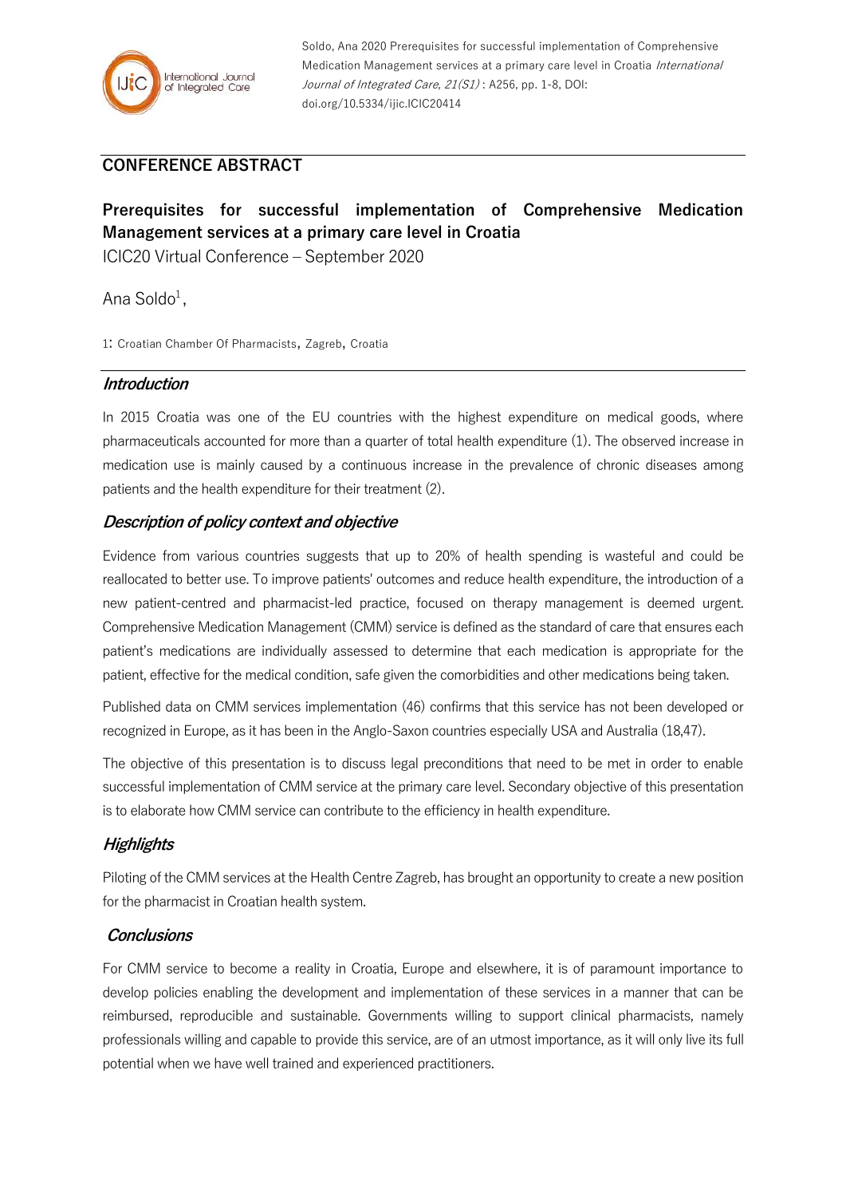Soldo, Ana 2020 Prerequisites for successful implementation of Comprehensive Medication Management services at a primary care level in Croatia *International Journal of Integrated Care, 21(S1)* : A256, pp. 1-8, DOI: doi.org/10.5334/ijic.ICIC20414

## CONFERENCE ABSTRACT

# Prerequisites for successful implementation of Comprehensive Medication Management services at a primary care level in Croatia

ICIC20 Virtual Conference – September 2020

Ana Soldo[1],

1: Croatian Chamber Of Pharmacists, Zagreb, Croatia

## *Introduction*

In 2015 Croatia was one of the EU countries with the highest expenditure on medical goods, where pharmaceuticals accounted for more than a quarter of total health expenditure (1). The observed increase in medication use is mainly caused by a continuous increase in the prevalence of chronic diseases among patients and the health expenditure for their treatment (2).

## *Description of policy context and objective*

Evidence from various countries suggests that up to 20% of health spending is wasteful and could be reallocated to better use. To improve patients' outcomes and reduce health expenditure, the introduction of a new patient-centred and pharmacist-led practice, focused on therapy management is deemed urgent. Comprehensive Medication Management (CMM) service is defined as the standard of care that ensures each patient's medications are individually assessed to determine that each medication is appropriate for the patient, effective for the medical condition, safe given the comorbidities and other medications being taken.

Published data on CMM services implementation (46) confirms that this service has not been developed or recognized in Europe, as it has been in the Anglo-Saxon countries especially USA and Australia (18,47).

The objective of this presentation is to discuss legal preconditions that need to be met in order to enable successful implementation of CMM service at the primary care level. Secondary objective of this presentation is to elaborate how CMM service can contribute to the efficiency in health expenditure.

## *Highlights*

Piloting of the CMM services at the Health Centre Zagreb, has brought an opportunity to create a new position for the pharmacist in Croatian health system.

## *Conclusions*

For CMM service to become a reality in Croatia, Europe and elsewhere, it is of paramount importance to develop policies enabling the development and implementation of these services in a manner that can be reimbursed, reproducible and sustainable. Governments willing to support clinical pharmacists, namely professionals willing and capable to provide this service, are of an utmost importance, as it will only live its full potential when we have well trained and experienced practitioners.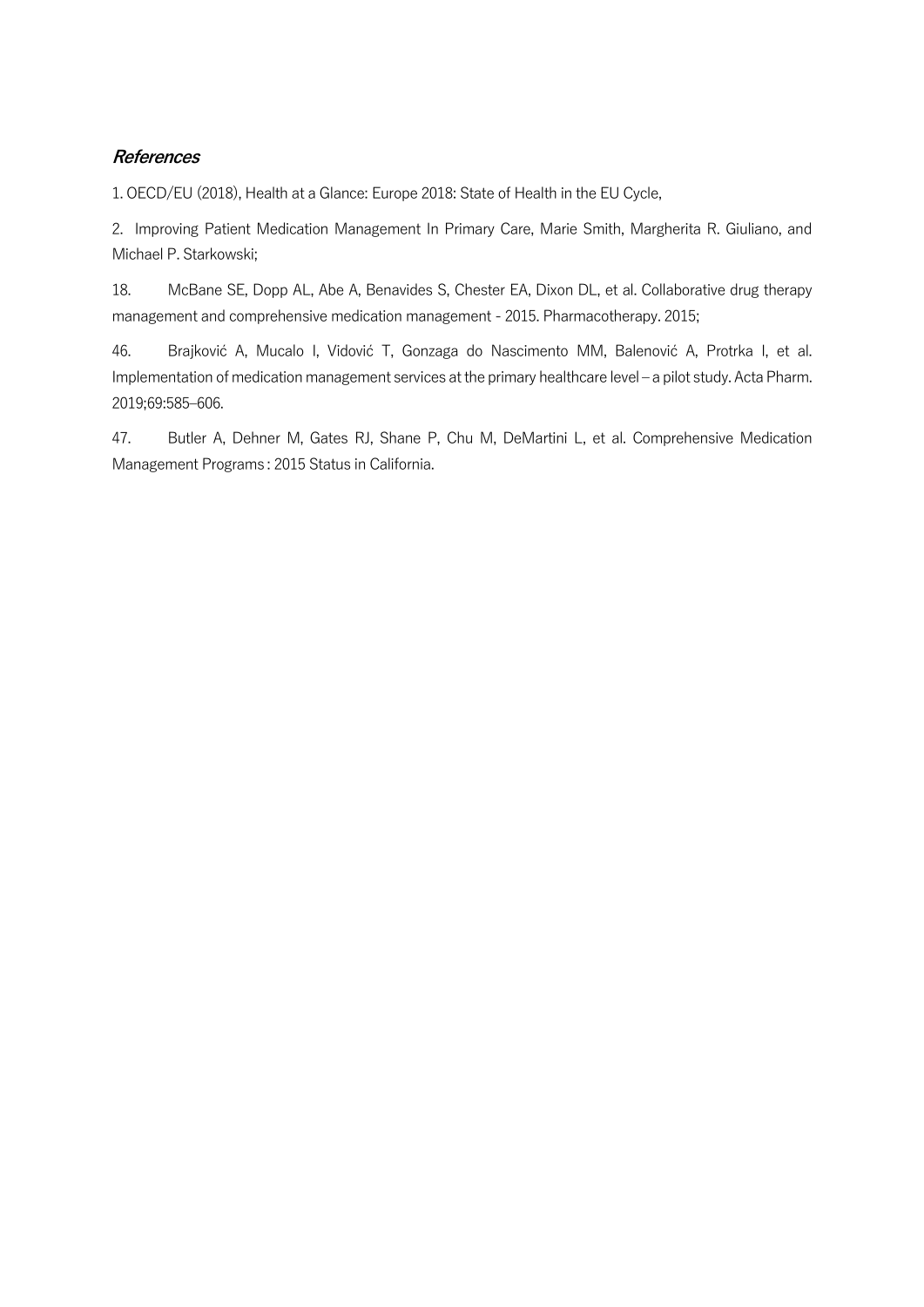### *References*

1. OECD/EU (2018), Health at a Glance: Europe 2018: State of Health in the EU Cycle,

2. Improving Patient Medication Management In Primary Care, Marie Smith, Margherita R. Giuliano, and Michael P. Starkowski;

18. McBane SE, Dopp AL, Abe A, Benavides S, Chester EA, Dixon DL, et al. Collaborative drug therapy management and comprehensive medication management - 2015. Pharmacotherapy. 2015;

46. Brajković A, Mucalo I, Vidović T, Gonzaga do Nascimento MM, Balenović A, Protrka I, et al. Implementation of medication management services at the primary healthcare level – a pilot study. Acta Pharm. 2019;69:585–606.

47. Butler A, Dehner M, Gates RJ, Shane P, Chu M, DeMartini L, et al. Comprehensive Medication Management Programs : 2015 Status in California.